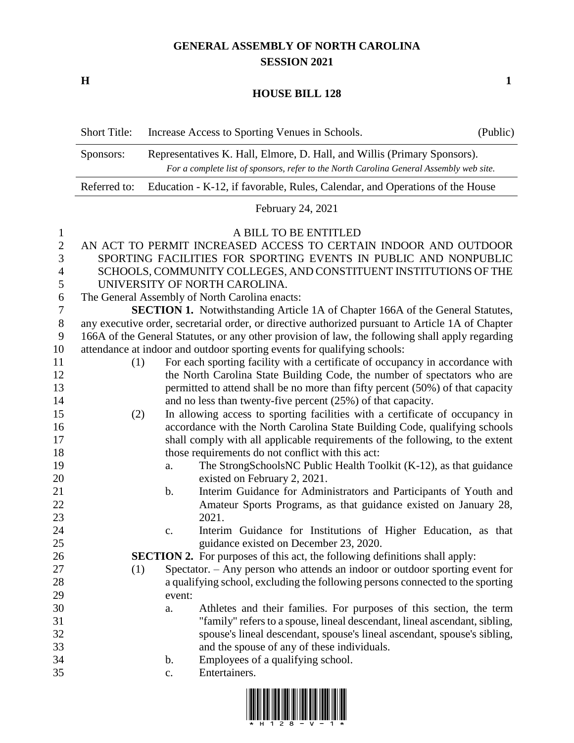# GENERAL ASSEMBLY OF NORTH CAROLINA
## SESSION 2021

**H** **1**

## HOUSE BILL 128

| | | |
|---|---|---|
| Short Title: | Increase Access to Sporting Venues in Schools. | (Public) |
| Sponsors: | Representatives K. Hall, Elmore, D. Hall, and Willis (Primary Sponsors). *For a complete list of sponsors, refer to the North Carolina General Assembly web site.* | |
| Referred to: | Education - K-12, if favorable, Rules, Calendar, and Operations of the House | |

February 24, 2021

A BILL TO BE ENTITLED

AN ACT TO PERMIT INCREASED ACCESS TO CERTAIN INDOOR AND OUTDOOR SPORTING FACILITIES FOR SPORTING EVENTS IN PUBLIC AND NONPUBLIC SCHOOLS, COMMUNITY COLLEGES, AND CONSTITUENT INSTITUTIONS OF THE UNIVERSITY OF NORTH CAROLINA.

The General Assembly of North Carolina enacts:

**SECTION 1.** Notwithstanding Article 1A of Chapter 166A of the General Statutes, any executive order, secretarial order, or directive authorized pursuant to Article 1A of Chapter 166A of the General Statutes, or any other provision of law, the following shall apply regarding attendance at indoor and outdoor sporting events for qualifying schools:

(1) For each sporting facility with a certificate of occupancy in accordance with the North Carolina State Building Code, the number of spectators who are permitted to attend shall be no more than fifty percent (50%) of that capacity and no less than twenty-five percent (25%) of that capacity.

(2) In allowing access to sporting facilities with a certificate of occupancy in accordance with the North Carolina State Building Code, qualifying schools shall comply with all applicable requirements of the following, to the extent those requirements do not conflict with this act:

a. The StrongSchoolsNC Public Health Toolkit (K-12), as that guidance existed on February 2, 2021.

b. Interim Guidance for Administrators and Participants of Youth and Amateur Sports Programs, as that guidance existed on January 28, 2021.

c. Interim Guidance for Institutions of Higher Education, as that guidance existed on December 23, 2020.

**SECTION 2.** For purposes of this act, the following definitions shall apply:

(1) Spectator. – Any person who attends an indoor or outdoor sporting event for a qualifying school, excluding the following persons connected to the sporting event:

a. Athletes and their families. For purposes of this section, the term "family" refers to a spouse, lineal descendant, lineal ascendant, sibling, spouse's lineal descendant, spouse's lineal ascendant, spouse's sibling, and the spouse of any of these individuals.

b. Employees of a qualifying school.

c. Entertainers.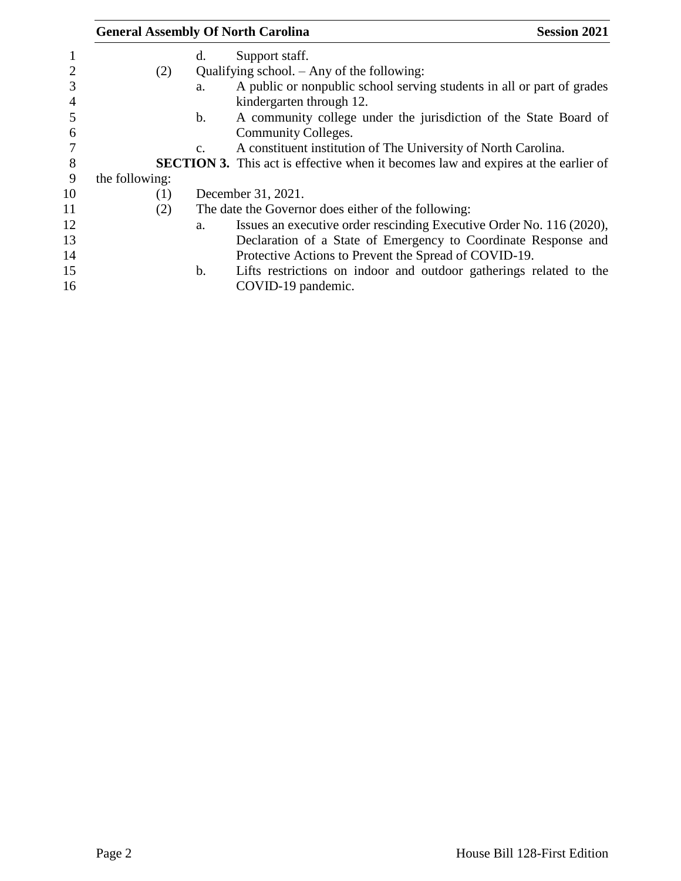d. Support staff.

(2) Qualifying school. – Any of the following:

a. A public or nonpublic school serving students in all or part of grades kindergarten through 12.

b. A community college under the jurisdiction of the State Board of Community Colleges.

c. A constituent institution of The University of North Carolina.

**SECTION 3.** This act is effective when it becomes law and expires at the earlier of the following:

(1) December 31, 2021.

(2) The date the Governor does either of the following:

a. Issues an executive order rescinding Executive Order No. 116 (2020), Declaration of a State of Emergency to Coordinate Response and Protective Actions to Prevent the Spread of COVID-19.

b. Lifts restrictions on indoor and outdoor gatherings related to the COVID-19 pandemic.